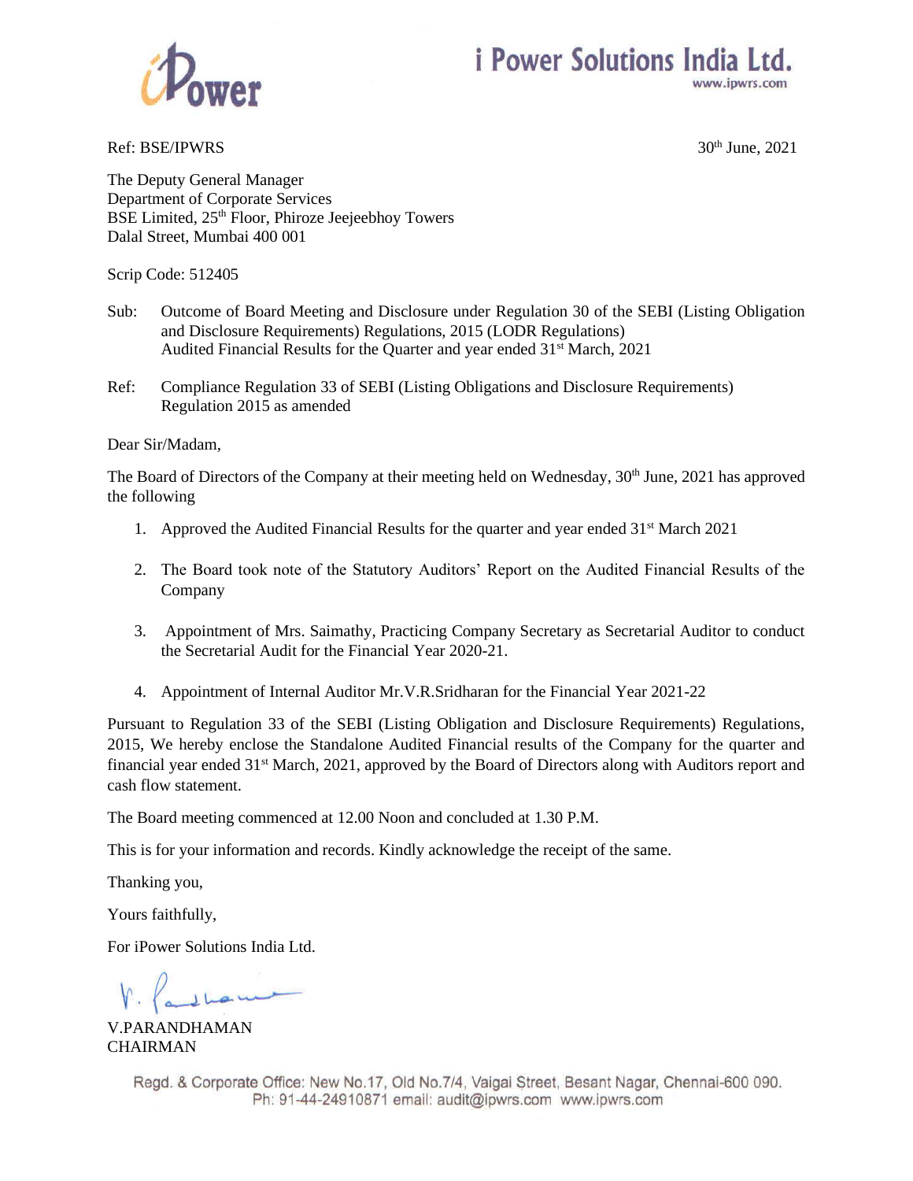**i Power Solutions India Ltd.**
www.ipwrs.com

Ref: BSE/IPWRS

30th June, 2021

The Deputy General Manager
Department of Corporate Services
BSE Limited, 25th Floor, Phiroze Jeejeebhoy Towers
Dalal Street, Mumbai 400 001

Scrip Code: 512405

Sub: Outcome of Board Meeting and Disclosure under Regulation 30 of the SEBI (Listing Obligation and Disclosure Requirements) Regulations, 2015 (LODR Regulations)
Audited Financial Results for the Quarter and year ended 31st March, 2021

Ref: Compliance Regulation 33 of SEBI (Listing Obligations and Disclosure Requirements) Regulation 2015 as amended

Dear Sir/Madam,

The Board of Directors of the Company at their meeting held on Wednesday, 30th June, 2021 has approved the following

1. Approved the Audited Financial Results for the quarter and year ended 31st March 2021
2. The Board took note of the Statutory Auditors' Report on the Audited Financial Results of the Company
3. Appointment of Mrs. Saimathy, Practicing Company Secretary as Secretarial Auditor to conduct the Secretarial Audit for the Financial Year 2020-21.
4. Appointment of Internal Auditor Mr.V.R.Sridharan for the Financial Year 2021-22

Pursuant to Regulation 33 of the SEBI (Listing Obligation and Disclosure Requirements) Regulations, 2015, We hereby enclose the Standalone Audited Financial results of the Company for the quarter and financial year ended 31st March, 2021, approved by the Board of Directors along with Auditors report and cash flow statement.

The Board meeting commenced at 12.00 Noon and concluded at 1.30 P.M.

This is for your information and records. Kindly acknowledge the receipt of the same.

Thanking you,

Yours faithfully,

For iPower Solutions India Ltd.

V.PARANDHAMAN
CHAIRMAN

Regd. & Corporate Office: New No.17, Old No.7/4, Vaigai Street, Besant Nagar, Chennai-600 090.
Ph: 91-44-24910871 email: audit@ipwrs.com www.ipwrs.com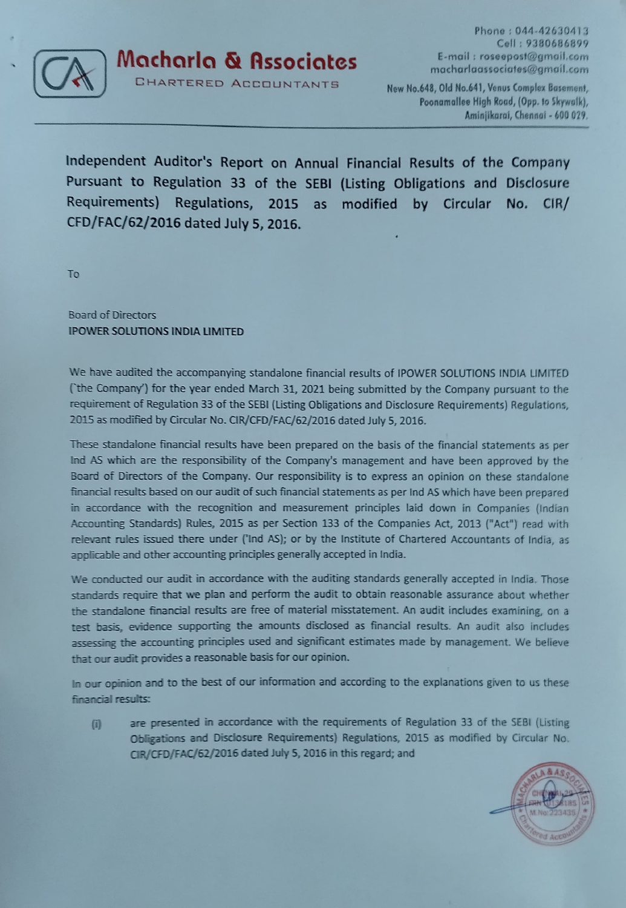Phone : 044-42630413
Cell : 9380686899
E-mail : roseepost@gmail.com
macharlaassociates@gmail.com

# Macharla & Associates

CHARTERED ACCOUNTANTS

New No.648, Old No.641, Venus Complex Basement,
Poonamallee High Road, (Opp. to Skywalk),
Aminjikarai, Chennai - 600 029.

## Independent Auditor's Report on Annual Financial Results of the Company Pursuant to Regulation 33 of the SEBI (Listing Obligations and Disclosure Requirements) Regulations, 2015 as modified by Circular No. CIR/CFD/FAC/62/2016 dated July 5, 2016.

To

Board of Directors
**IPOWER SOLUTIONS INDIA LIMITED**

We have audited the accompanying standalone financial results of IPOWER SOLUTIONS INDIA LIMITED ('the Company') for the year ended March 31, 2021 being submitted by the Company pursuant to the requirement of Regulation 33 of the SEBI (Listing Obligations and Disclosure Requirements) Regulations, 2015 as modified by Circular No. CIR/CFD/FAC/62/2016 dated July 5, 2016.

These standalone financial results have been prepared on the basis of the financial statements as per Ind AS which are the responsibility of the Company's management and have been approved by the Board of Directors of the Company. Our responsibility is to express an opinion on these standalone financial results based on our audit of such financial statements as per Ind AS which have been prepared in accordance with the recognition and measurement principles laid down in Companies (Indian Accounting Standards) Rules, 2015 as per Section 133 of the Companies Act, 2013 ("Act") read with relevant rules issued there under ('Ind AS); or by the Institute of Chartered Accountants of India, as applicable and other accounting principles generally accepted in India.

We conducted our audit in accordance with the auditing standards generally accepted in India. Those standards require that we plan and perform the audit to obtain reasonable assurance about whether the standalone financial results are free of material misstatement. An audit includes examining, on a test basis, evidence supporting the amounts disclosed as financial results. An audit also includes assessing the accounting principles used and significant estimates made by management. We believe that our audit provides a reasonable basis for our opinion.

In our opinion and to the best of our information and according to the explanations given to us these financial results:

(i) are presented in accordance with the requirements of Regulation 33 of the SEBI (Listing Obligations and Disclosure Requirements) Regulations, 2015 as modified by Circular No. CIR/CFD/FAC/62/2016 dated July 5, 2016 in this regard; and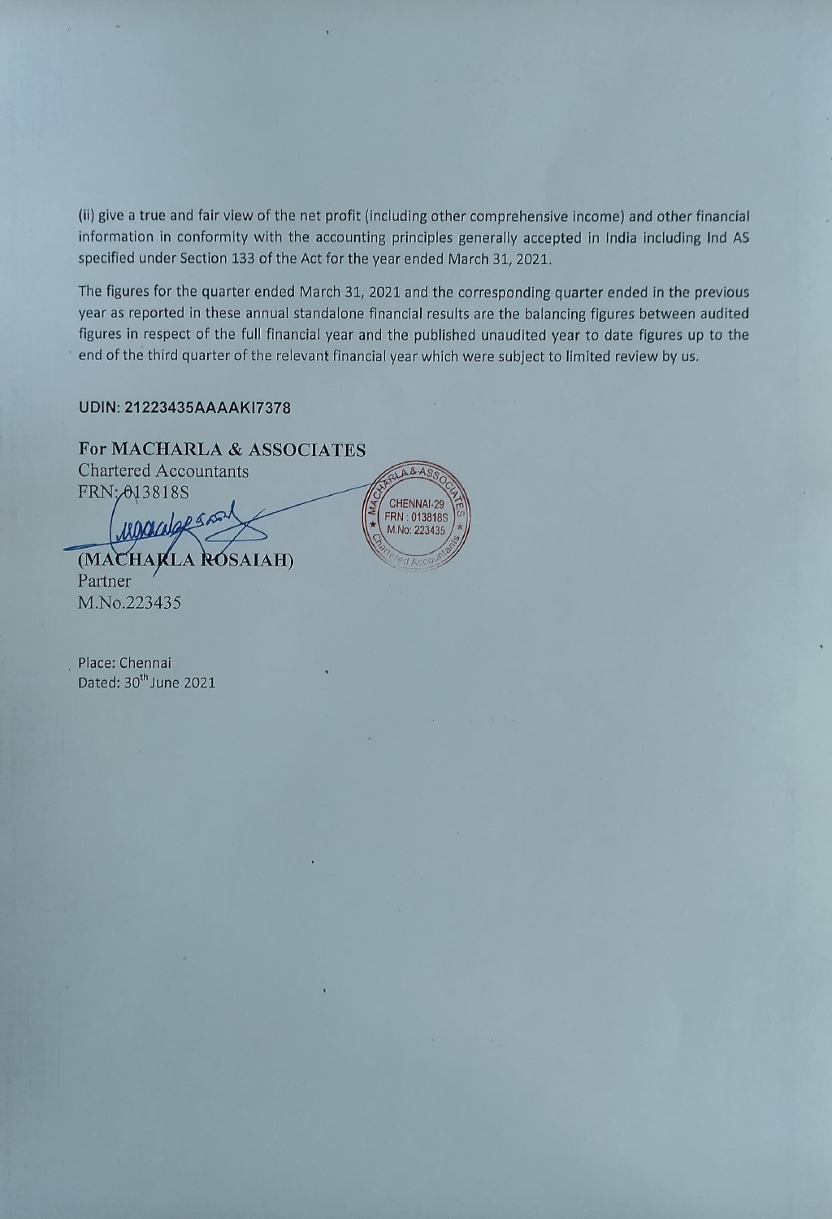(ii) give a true and fair view of the net profit (including other comprehensive income) and other financial information in conformity with the accounting principles generally accepted in India including Ind AS specified under Section 133 of the Act for the year ended March 31, 2021.

The figures for the quarter ended March 31, 2021 and the corresponding quarter ended in the previous year as reported in these annual standalone financial results are the balancing figures between audited figures in respect of the full financial year and the published unaudited year to date figures up to the end of the third quarter of the relevant financial year which were subject to limited review by us.

**UDIN: 21223435AAAAKI7378**

**For MACHARLA & ASSOCIATES**
Chartered Accountants
FRN: 013818S

**(MACHARLA ROSAIAH)**
Partner
M.No.223435

Place: Chennai
Dated: 30th June 2021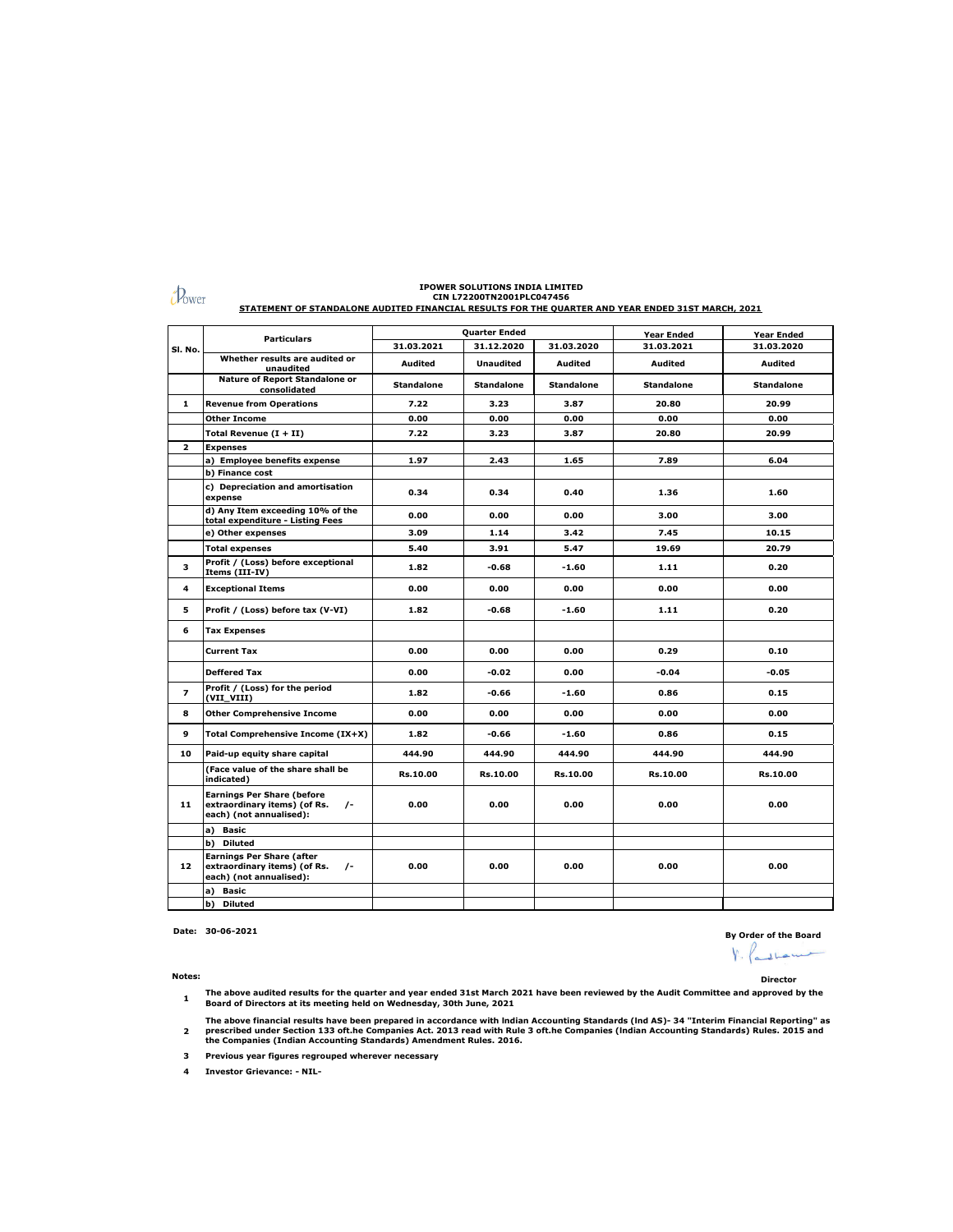**IPOWER SOLUTIONS INDIA LIMITED**
**CIN L72200TN2001PLC047456**
**STATEMENT OF STANDALONE AUDITED FINANCIAL RESULTS FOR THE QUARTER AND YEAR ENDED 31ST MARCH, 2021**

| Sl. No. | Particulars | Quarter Ended | | | Year Ended | Year Ended |
|---|---|---|---|---|---|---|
| | | 31.03.2021 | 31.12.2020 | 31.03.2020 | 31.03.2021 | 31.03.2020 |
| | Whether results are audited or unaudited | Audited | Unaudited | Audited | Audited | Audited |
| | Nature of Report Standalone or consolidated | Standalone | Standalone | Standalone | Standalone | Standalone |
| 1 | Revenue from Operations | 7.22 | 3.23 | 3.87 | 20.80 | 20.99 |
| | Other Income | 0.00 | 0.00 | 0.00 | 0.00 | 0.00 |
| | Total Revenue (I + II) | 7.22 | 3.23 | 3.87 | 20.80 | 20.99 |
| 2 | Expenses | | | | | |
| | a) Employee benefits expense | 1.97 | 2.43 | 1.65 | 7.89 | 6.04 |
| | b) Finance cost | | | | | |
| | c) Depreciation and amortisation expense | 0.34 | 0.34 | 0.40 | 1.36 | 1.60 |
| | d) Any Item exceeding 10% of the total expenditure - Listing Fees | 0.00 | 0.00 | 0.00 | 3.00 | 3.00 |
| | e) Other expenses | 3.09 | 1.14 | 3.42 | 7.45 | 10.15 |
| | Total expenses | 5.40 | 3.91 | 5.47 | 19.69 | 20.79 |
| 3 | Profit / (Loss) before exceptional Items (III-IV) | 1.82 | -0.68 | -1.60 | 1.11 | 0.20 |
| 4 | Exceptional Items | 0.00 | 0.00 | 0.00 | 0.00 | 0.00 |
| 5 | Profit / (Loss) before tax (V-VI) | 1.82 | -0.68 | -1.60 | 1.11 | 0.20 |
| 6 | Tax Expenses | | | | | |
| | Current Tax | 0.00 | 0.00 | 0.00 | 0.29 | 0.10 |
| | Deffered Tax | 0.00 | -0.02 | 0.00 | -0.04 | -0.05 |
| 7 | Profit / (Loss) for the period (VII_VIII) | 1.82 | -0.66 | -1.60 | 0.86 | 0.15 |
| 8 | Other Comprehensive Income | 0.00 | 0.00 | 0.00 | 0.00 | 0.00 |
| 9 | Total Comprehensive Income (IX+X) | 1.82 | -0.66 | -1.60 | 0.86 | 0.15 |
| 10 | Paid-up equity share capital | 444.90 | 444.90 | 444.90 | 444.90 | 444.90 |
| | (Face value of the share shall be indicated) | Rs.10.00 | Rs.10.00 | Rs.10.00 | Rs.10.00 | Rs.10.00 |
| 11 | Earnings Per Share (before extraordinary items) (of Rs. /- each) (not annualised): | 0.00 | 0.00 | 0.00 | 0.00 | 0.00 |
| | a) Basic | | | | | |
| | b) Diluted | | | | | |
| 12 | Earnings Per Share (after extraordinary items) (of Rs. /- each) (not annualised): | 0.00 | 0.00 | 0.00 | 0.00 | 0.00 |
| | a) Basic | | | | | |
| | b) Diluted | | | | | |

**Date: 30-06-2021**

**By Order of the Board**

**Director**

**Notes:**

1. The above audited results for the quarter and year ended 31st March 2021 have been reviewed by the Audit Committee and approved by the Board of Directors at its meeting held on Wednesday, 30th June, 2021
2. The above financial results have been prepared in accordance with Indian Accounting Standards (Ind AS)- 34 "Interim Financial Reporting" as prescribed under Section 133 oft.he Companies Act. 2013 read with Rule 3 oft.he Companies (Indian Accounting Standards) Rules. 2015 and the Companies (Indian Accounting Standards) Amendment Rules. 2016.
3. Previous year figures regrouped wherever necessary
4. Investor Grievance: - NIL-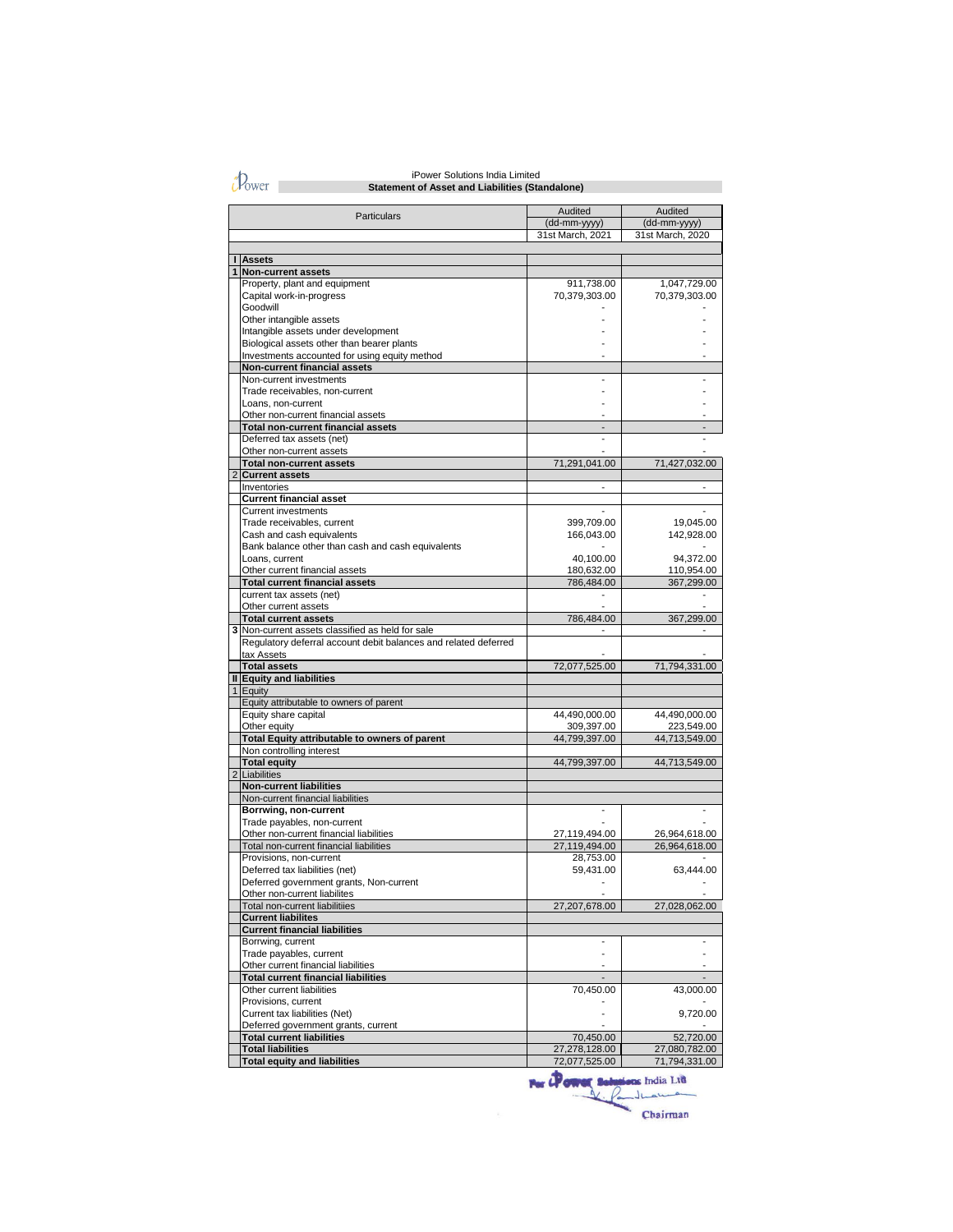iPower Solutions India Limited

**Statement of Asset and Liabilities (Standalone)**

| | Particulars | Audited | Audited |
|---|---|---|---|
| | | (dd-mm-yyyy) | (dd-mm-yyyy) |
| | | 31st March, 2021 | 31st March, 2020 |
| **I** | **Assets** | | |
| **1** | **Non-current assets** | | |
| | Property, plant and equipment | 911,738.00 | 1,047,729.00 |
| | Capital work-in-progress | 70,379,303.00 | 70,379,303.00 |
| | Goodwill | - | - |
| | Other intangible assets | - | - |
| | Intangible assets under development | - | - |
| | Biological assets other than bearer plants | - | - |
| | Investments accounted for using equity method | - | - |
| | **Non-current financial assets** | | |
| | Non-current investments | - | - |
| | Trade receivables, non-current | - | - |
| | Loans, non-current | - | - |
| | Other non-current financial assets | - | - |
| | **Total non-current financial assets** | - | - |
| | Deferred tax assets (net) | - | - |
| | Other non-current assets | - | - |
| | **Total non-current assets** | 71,291,041.00 | 71,427,032.00 |
| 2 | **Current assets** | | |
| | Inventories | - | - |
| | **Current financial asset** | | |
| | Current investments | - | - |
| | Trade receivables, current | 399,709.00 | 19,045.00 |
| | Cash and cash equivalents | 166,043.00 | 142,928.00 |
| | Bank balance other than cash and cash equivalents | - | - |
| | Loans, current | 40,100.00 | 94,372.00 |
| | Other current financial assets | 180,632.00 | 110,954.00 |
| | **Total current financial assets** | 786,484.00 | 367,299.00 |
| | current tax assets (net) | - | - |
| | Other current assets | - | - |
| | **Total current assets** | 786,484.00 | 367,299.00 |
| **3** | Non-current assets classified as held for sale | - | - |
| | Regulatory deferral account debit balances and related deferred tax Assets | - | - |
| | **Total assets** | 72,077,525.00 | 71,794,331.00 |
| **II** | **Equity and liabilities** | | |
| 1 | Equity | | |
| | Equity attributable to owners of parent | | |
| | Equity share capital | 44,490,000.00 | 44,490,000.00 |
| | Other equity | 309,397.00 | 223,549.00 |
| | **Total Equity attributable to owners of parent** | 44,799,397.00 | 44,713,549.00 |
| | Non controlling interest | | |
| | **Total equity** | 44,799,397.00 | 44,713,549.00 |
| 2 | Liabilities | | |
| | **Non-current liabilities** | | |
| | Non-current financial liabilities | | |
| | **Borrwing, non-current** | - | - |
| | Trade payables, non-current | - | - |
| | Other non-current financial liabilities | 27,119,494.00 | 26,964,618.00 |
| | Total non-current financial liabilities | 27,119,494.00 | 26,964,618.00 |
| | Provisions, non-current | 28,753.00 | - |
| | Deferred tax liabilities (net) | 59,431.00 | 63,444.00 |
| | Deferred government grants, Non-current | - | - |
| | Other non-current liabilites | - | - |
| | Total non-current liabilitiies | 27,207,678.00 | 27,028,062.00 |
| | **Current liabilites** | | |
| | **Current financial liabilities** | | |
| | Borrwing, current | - | - |
| | Trade payables, current | - | - |
| | Other current financial liabilities | - | - |
| | **Total current financial liabilities** | - | - |
| | Other current liabilities | 70,450.00 | 43,000.00 |
| | Provisions, current | - | - |
| | Current tax liabilities (Net) | - | 9,720.00 |
| | Deferred government grants, current | - | - |
| | **Total current liabilities** | 70,450.00 | 52,720.00 |
| | **Total liabilities** | 27,278,128.00 | 27,080,782.00 |
| | **Total equity and liabilities** | 72,077,525.00 | 71,794,331.00 |

For iPower Solutions India Ltd

Chairman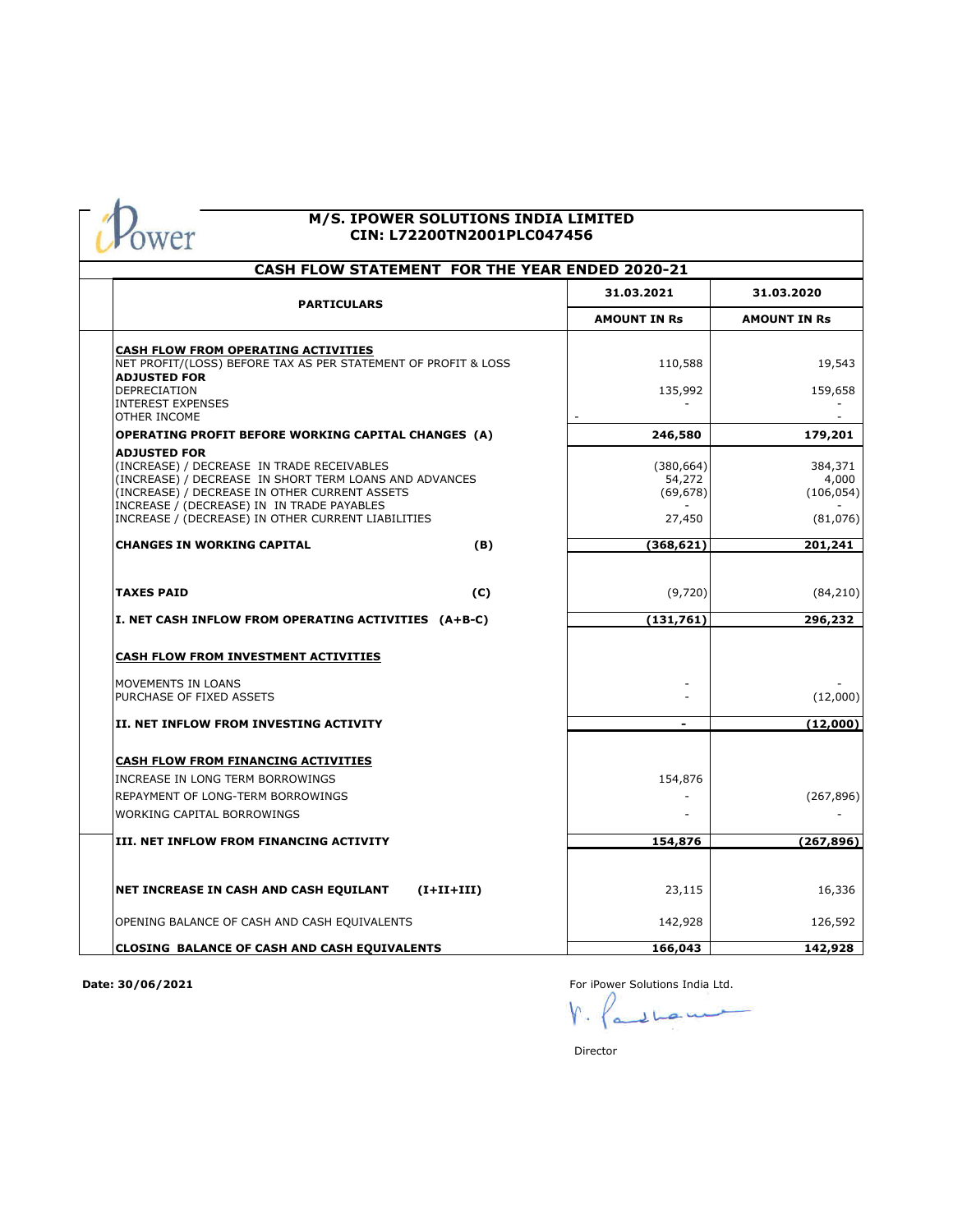# M/S. IPOWER SOLUTIONS INDIA LIMITED
## CIN: L72200TN2001PLC047456

### CASH FLOW STATEMENT FOR THE YEAR ENDED 2020-21

| PARTICULARS | 31.03.2021 AMOUNT IN Rs | 31.03.2020 AMOUNT IN Rs |
|---|---|---|
| **CASH FLOW FROM OPERATING ACTIVITIES** | | |
| NET PROFIT/(LOSS) BEFORE TAX AS PER STATEMENT OF PROFIT & LOSS | 110,588 | 19,543 |
| **ADJUSTED FOR** | | |
| DEPRECIATION | 135,992 | 159,658 |
| INTEREST EXPENSES | - | - |
| OTHER INCOME | - | - |
| **OPERATING PROFIT BEFORE WORKING CAPITAL CHANGES (A)** | **246,580** | **179,201** |
| **ADJUSTED FOR** | | |
| (INCREASE) / DECREASE IN TRADE RECEIVABLES | (380,664) | 384,371 |
| (INCREASE) / DECREASE IN SHORT TERM LOANS AND ADVANCES | 54,272 | 4,000 |
| (INCREASE) / DECREASE IN OTHER CURRENT ASSETS | (69,678) | (106,054) |
| INCREASE / (DECREASE) IN IN TRADE PAYABLES | - | - |
| INCREASE / (DECREASE) IN OTHER CURRENT LIABILITIES | 27,450 | (81,076) |
| **CHANGES IN WORKING CAPITAL (B)** | **(368,621)** | **201,241** |
| **TAXES PAID (C)** | (9,720) | (84,210) |
| **I. NET CASH INFLOW FROM OPERATING ACTIVITIES (A+B-C)** | **(131,761)** | **296,232** |
| **CASH FLOW FROM INVESTMENT ACTIVITIES** | | |
| MOVEMENTS IN LOANS | - | - |
| PURCHASE OF FIXED ASSETS | - | (12,000) |
| **II. NET INFLOW FROM INVESTING ACTIVITY** | **-** | **(12,000)** |
| **CASH FLOW FROM FINANCING ACTIVITIES** | | |
| INCREASE IN LONG TERM BORROWINGS | 154,876 | |
| REPAYMENT OF LONG-TERM BORROWINGS | - | (267,896) |
| WORKING CAPITAL BORROWINGS | - | - |
| **III. NET INFLOW FROM FINANCING ACTIVITY** | **154,876** | **(267,896)** |
| **NET INCREASE IN CASH AND CASH EQUILANT (I+II+III)** | 23,115 | 16,336 |
| OPENING BALANCE OF CASH AND CASH EQUIVALENTS | 142,928 | 126,592 |
| **CLOSING BALANCE OF CASH AND CASH EQUIVALENTS** | **166,043** | **142,928** |

**Date: 30/06/2021**

For iPower Solutions India Ltd.

Director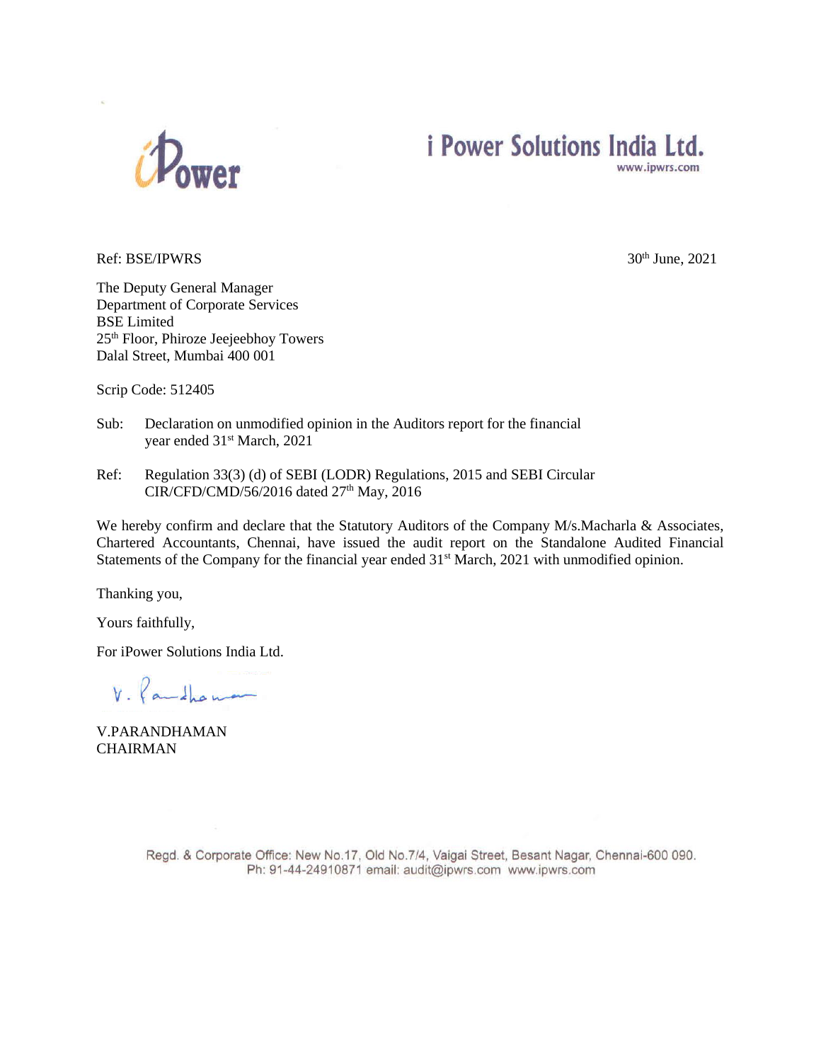# i Power Solutions India Ltd.

www.ipwrs.com

Ref: BSE/IPWRS

30th June, 2021

The Deputy General Manager
Department of Corporate Services
BSE Limited
25th Floor, Phiroze Jeejeebhoy Towers
Dalal Street, Mumbai 400 001

Scrip Code: 512405

Sub: Declaration on unmodified opinion in the Auditors report for the financial year ended 31st March, 2021

Ref: Regulation 33(3) (d) of SEBI (LODR) Regulations, 2015 and SEBI Circular CIR/CFD/CMD/56/2016 dated 27th May, 2016

We hereby confirm and declare that the Statutory Auditors of the Company M/s.Macharla & Associates, Chartered Accountants, Chennai, have issued the audit report on the Standalone Audited Financial Statements of the Company for the financial year ended 31st March, 2021 with unmodified opinion.

Thanking you,

Yours faithfully,

For iPower Solutions India Ltd.

V. Parandhaman

V.PARANDHAMAN
CHAIRMAN

Regd. & Corporate Office: New No.17, Old No.7/4, Vaigai Street, Besant Nagar, Chennai-600 090.
Ph: 91-44-24910871 email: audit@ipwrs.com www.ipwrs.com